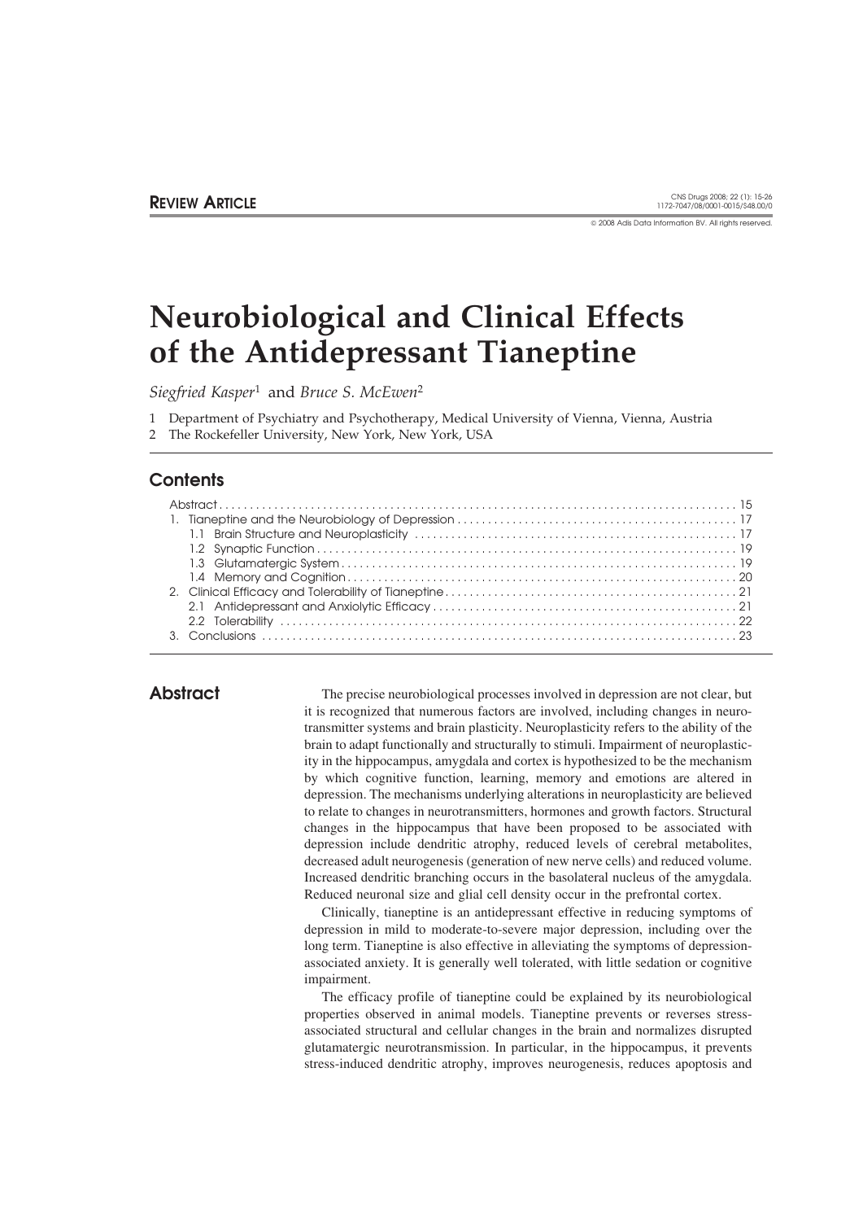REVIEW ARTICLE

© 2008 Adis Data Information BV. All rights reserved.

# Neurobiological and Clinical Effects of the Antidepressant Tianeptine

*Siegfried Kasper*[1] and *Bruce S. McEwen*[2]

1 Department of Psychiatry and Psychotherapy, Medical University of Vienna, Vienna, Austria
2 The Rockefeller University, New York, New York, USA

## Contents

Abstract . . . . . . . . . . . . . . . . . . . . . . . . . . . . . . . . . . . . . . . . . . . . . . . . . . 15
1. Tianeptine and the Neurobiology of Depression . . . . . . . . . . . . . . . . . . . . . . . . 17
   1.1 Brain Structure and Neuroplasticity . . . . . . . . . . . . . . . . . . . . . . . . . . . . 17
   1.2 Synaptic Function . . . . . . . . . . . . . . . . . . . . . . . . . . . . . . . . . . . . . . 19
   1.3 Glutamatergic System . . . . . . . . . . . . . . . . . . . . . . . . . . . . . . . . . . . . 19
   1.4 Memory and Cognition . . . . . . . . . . . . . . . . . . . . . . . . . . . . . . . . . . . . 20
2. Clinical Efficacy and Tolerability of Tianeptine . . . . . . . . . . . . . . . . . . . . . . . 21
   2.1 Antidepressant and Anxiolytic Efficacy . . . . . . . . . . . . . . . . . . . . . . . . . . 21
   2.2 Tolerability . . . . . . . . . . . . . . . . . . . . . . . . . . . . . . . . . . . . . . . . . . 22
3. Conclusions . . . . . . . . . . . . . . . . . . . . . . . . . . . . . . . . . . . . . . . . . . . . . 23

## Abstract

The precise neurobiological processes involved in depression are not clear, but it is recognized that numerous factors are involved, including changes in neurotransmitter systems and brain plasticity. Neuroplasticity refers to the ability of the brain to adapt functionally and structurally to stimuli. Impairment of neuroplasticity in the hippocampus, amygdala and cortex is hypothesized to be the mechanism by which cognitive function, learning, memory and emotions are altered in depression. The mechanisms underlying alterations in neuroplasticity are believed to relate to changes in neurotransmitters, hormones and growth factors. Structural changes in the hippocampus that have been proposed to be associated with depression include dendritic atrophy, reduced levels of cerebral metabolites, decreased adult neurogenesis (generation of new nerve cells) and reduced volume. Increased dendritic branching occurs in the basolateral nucleus of the amygdala. Reduced neuronal size and glial cell density occur in the prefrontal cortex.

Clinically, tianeptine is an antidepressant effective in reducing symptoms of depression in mild to moderate-to-severe major depression, including over the long term. Tianeptine is also effective in alleviating the symptoms of depression-associated anxiety. It is generally well tolerated, with little sedation or cognitive impairment.

The efficacy profile of tianeptine could be explained by its neurobiological properties observed in animal models. Tianeptine prevents or reverses stress-associated structural and cellular changes in the brain and normalizes disrupted glutamatergic neurotransmission. In particular, in the hippocampus, it prevents stress-induced dendritic atrophy, improves neurogenesis, reduces apoptosis and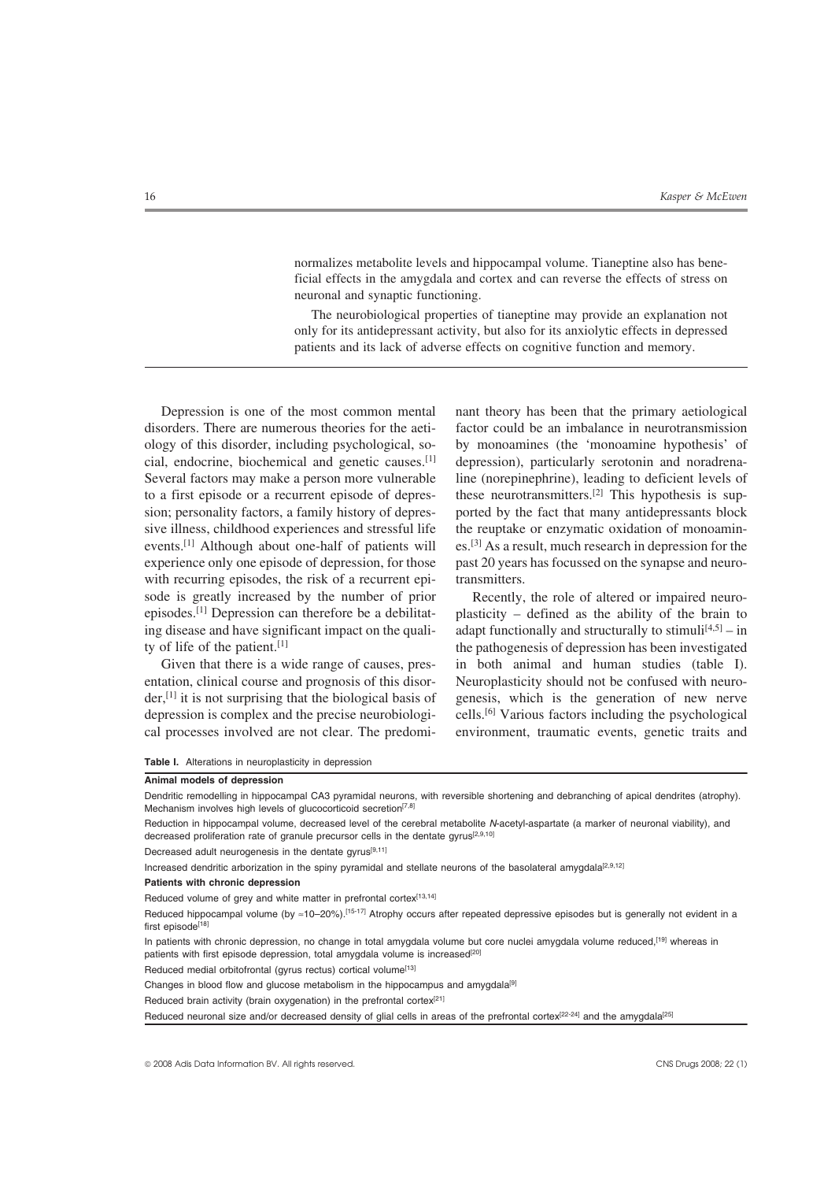normalizes metabolite levels and hippocampal volume. Tianeptine also has beneficial effects in the amygdala and cortex and can reverse the effects of stress on neuronal and synaptic functioning.

The neurobiological properties of tianeptine may provide an explanation not only for its antidepressant activity, but also for its anxiolytic effects in depressed patients and its lack of adverse effects on cognitive function and memory.

---

Depression is one of the most common mental disorders. There are numerous theories for the aetiology of this disorder, including psychological, social, endocrine, biochemical and genetic causes.[1] Several factors may make a person more vulnerable to a first episode or a recurrent episode of depression; personality factors, a family history of depressive illness, childhood experiences and stressful life events.[1] Although about one-half of patients will experience only one episode of depression, for those with recurring episodes, the risk of a recurrent episode is greatly increased by the number of prior episodes.[1] Depression can therefore be a debilitating disease and have significant impact on the quality of life of the patient.[1]

Given that there is a wide range of causes, presentation, clinical course and prognosis of this disorder,[1] it is not surprising that the biological basis of depression is complex and the precise neurobiological processes involved are not clear. The predominant theory has been that the primary aetiological factor could be an imbalance in neurotransmission by monoamines (the 'monoamine hypothesis' of depression), particularly serotonin and noradrenaline (norepinephrine), leading to deficient levels of these neurotransmitters.[2] This hypothesis is supported by the fact that many antidepressants block the reuptake or enzymatic oxidation of monoamines.[3] As a result, much research in depression for the past 20 years has focussed on the synapse and neurotransmitters.

Recently, the role of altered or impaired neuroplasticity – defined as the ability of the brain to adapt functionally and structurally to stimuli[4,5] – in the pathogenesis of depression has been investigated in both animal and human studies (table I). Neuroplasticity should not be confused with neurogenesis, which is the generation of new nerve cells.[6] Various factors including the psychological environment, traumatic events, genetic traits and

**Table I.** Alterations in neuroplasticity in depression

| |
|---|
| **Animal models of depression** |
| Dendritic remodelling in hippocampal CA3 pyramidal neurons, with reversible shortening and debranching of apical dendrites (atrophy). Mechanism involves high levels of glucocorticoid secretion[7,8] |
| Reduction in hippocampal volume, decreased level of the cerebral metabolite *N*-acetyl-aspartate (a marker of neuronal viability), and decreased proliferation rate of granule precursor cells in the dentate gyrus[2,9,10] |
| Decreased adult neurogenesis in the dentate gyrus[9,11] |
| Increased dendritic arborization in the spiny pyramidal and stellate neurons of the basolateral amygdala[2,9,12] |
| **Patients with chronic depression** |
| Reduced volume of grey and white matter in prefrontal cortex[13,14] |
| Reduced hippocampal volume (by ≈10–20%).[15-17] Atrophy occurs after repeated depressive episodes but is generally not evident in a first episode[18] |
| In patients with chronic depression, no change in total amygdala volume but core nuclei amygdala volume reduced,[19] whereas in patients with first episode depression, total amygdala volume is increased[20] |
| Reduced medial orbitofrontal (gyrus rectus) cortical volume[13] |
| Changes in blood flow and glucose metabolism in the hippocampus and amygdala[9] |
| Reduced brain activity (brain oxygenation) in the prefrontal cortex[21] |
| Reduced neuronal size and/or decreased density of glial cells in areas of the prefrontal cortex[22-24] and the amygdala[25] |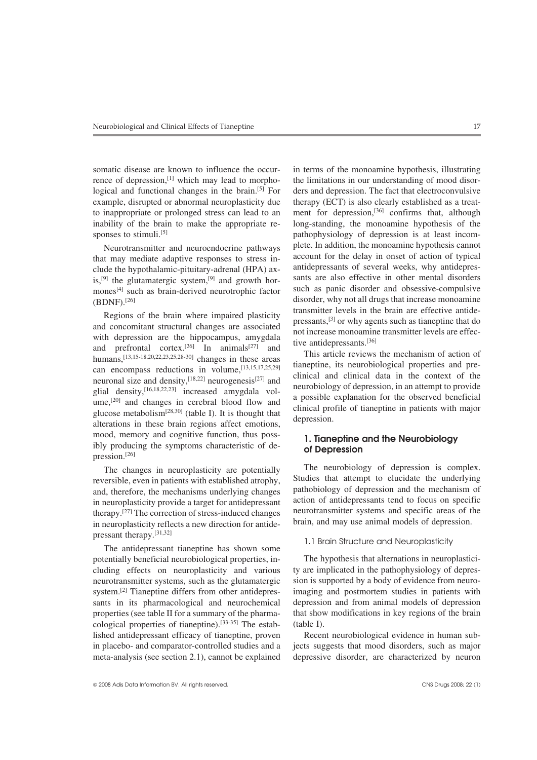somatic disease are known to influence the occurrence of depression,[1] which may lead to morphological and functional changes in the brain.[5] For example, disrupted or abnormal neuroplasticity due to inappropriate or prolonged stress can lead to an inability of the brain to make the appropriate responses to stimuli.[5]

Neurotransmitter and neuroendocrine pathways that may mediate adaptive responses to stress include the hypothalamic-pituitary-adrenal (HPA) axis,[9] the glutamatergic system,[9] and growth hormones[4] such as brain-derived neurotrophic factor (BDNF).[26]

Regions of the brain where impaired plasticity and concomitant structural changes are associated with depression are the hippocampus, amygdala and prefrontal cortex.[26] In animals[27] and humans,[13,15-18,20,22,23,25,28-30] changes in these areas can encompass reductions in volume,[13,15,17,25,29] neuronal size and density,[18,22] neurogenesis[27] and glial density,[16,18,22,23] increased amygdala volume,[20] and changes in cerebral blood flow and glucose metabolism[28,30] (table I). It is thought that alterations in these brain regions affect emotions, mood, memory and cognitive function, thus possibly producing the symptoms characteristic of depression.[26]

The changes in neuroplasticity are potentially reversible, even in patients with established atrophy, and, therefore, the mechanisms underlying changes in neuroplasticity provide a target for antidepressant therapy.[27] The correction of stress-induced changes in neuroplasticity reflects a new direction for antidepressant therapy.[31,32]

The antidepressant tianeptine has shown some potentially beneficial neurobiological properties, including effects on neuroplasticity and various neurotransmitter systems, such as the glutamatergic system.[2] Tianeptine differs from other antidepressants in its pharmacological and neurochemical properties (see table II for a summary of the pharmacological properties of tianeptine).[33-35] The established antidepressant efficacy of tianeptine, proven in placebo- and comparator-controlled studies and a meta-analysis (see section 2.1), cannot be explained in terms of the monoamine hypothesis, illustrating the limitations in our understanding of mood disorders and depression. The fact that electroconvulsive therapy (ECT) is also clearly established as a treatment for depression,[36] confirms that, although long-standing, the monoamine hypothesis of the pathophysiology of depression is at least incomplete. In addition, the monoamine hypothesis cannot account for the delay in onset of action of typical antidepressants of several weeks, why antidepressants are also effective in other mental disorders such as panic disorder and obsessive-compulsive disorder, why not all drugs that increase monoamine transmitter levels in the brain are effective antidepressants,[3] or why agents such as tianeptine that do not increase monoamine transmitter levels are effective antidepressants.[36]

This article reviews the mechanism of action of tianeptine, its neurobiological properties and preclinical and clinical data in the context of the neurobiology of depression, in an attempt to provide a possible explanation for the observed beneficial clinical profile of tianeptine in patients with major depression.

## 1. Tianeptine and the Neurobiology of Depression

The neurobiology of depression is complex. Studies that attempt to elucidate the underlying pathobiology of depression and the mechanism of action of antidepressants tend to focus on specific neurotransmitter systems and specific areas of the brain, and may use animal models of depression.

### 1.1 Brain Structure and Neuroplasticity

The hypothesis that alternations in neuroplasticity are implicated in the pathophysiology of depression is supported by a body of evidence from neuroimaging and postmortem studies in patients with depression and from animal models of depression that show modifications in key regions of the brain (table I).

Recent neurobiological evidence in human subjects suggests that mood disorders, such as major depressive disorder, are characterized by neuron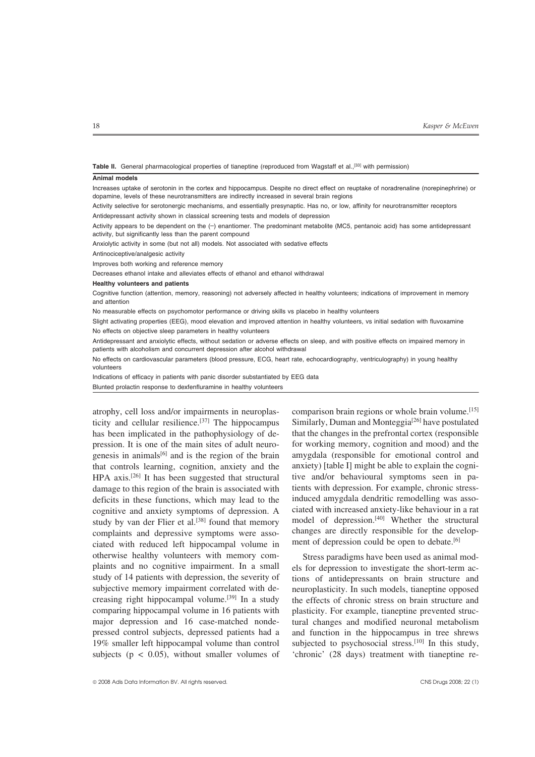**Table II.** General pharmacological properties of tianeptine (reproduced from Wagstaff et al.,[33] with permission)

| |
|---|
| **Animal models** |
| Increases uptake of serotonin in the cortex and hippocampus. Despite no direct effect on reuptake of noradrenaline (norepinephrine) or dopamine, levels of these neurotransmitters are indirectly increased in several brain regions |
| Activity selective for serotonergic mechanisms, and essentially presynaptic. Has no, or low, affinity for neurotransmitter receptors |
| Antidepressant activity shown in classical screening tests and models of depression |
| Activity appears to be dependent on the (–) enantiomer. The predominant metabolite (MC5, pentanoic acid) has some antidepressant activity, but significantly less than the parent compound |
| Anxiolytic activity in some (but not all) models. Not associated with sedative effects |
| Antinociceptive/analgesic activity |
| Improves both working and reference memory |
| Decreases ethanol intake and alleviates effects of ethanol and ethanol withdrawal |
| **Healthy volunteers and patients** |
| Cognitive function (attention, memory, reasoning) not adversely affected in healthy volunteers; indications of improvement in memory and attention |
| No measurable effects on psychomotor performance or driving skills vs placebo in healthy volunteers |
| Slight activating properties (EEG), mood elevation and improved attention in healthy volunteers, vs initial sedation with fluvoxamine |
| No effects on objective sleep parameters in healthy volunteers |
| Antidepressant and anxiolytic effects, without sedation or adverse effects on sleep, and with positive effects on impaired memory in patients with alcoholism and concurrent depression after alcohol withdrawal |
| No effects on cardiovascular parameters (blood pressure, ECG, heart rate, echocardiography, ventriculography) in young healthy volunteers |
| Indications of efficacy in patients with panic disorder substantiated by EEG data |
| Blunted prolactin response to dexfenfluramine in healthy volunteers |

atrophy, cell loss and/or impairments in neuroplasticity and cellular resilience.[37] The hippocampus has been implicated in the pathophysiology of depression. It is one of the main sites of adult neurogenesis in animals[6] and is the region of the brain that controls learning, cognition, anxiety and the HPA axis.[26] It has been suggested that structural damage to this region of the brain is associated with deficits in these functions, which may lead to the cognitive and anxiety symptoms of depression. A study by van der Flier et al.[38] found that memory complaints and depressive symptoms were associated with reduced left hippocampal volume in otherwise healthy volunteers with memory complaints and no cognitive impairment. In a small study of 14 patients with depression, the severity of subjective memory impairment correlated with decreasing right hippocampal volume.[39] In a study comparing hippocampal volume in 16 patients with major depression and 16 case-matched nondepressed control subjects, depressed patients had a 19% smaller left hippocampal volume than control subjects ($p < 0.05$), without smaller volumes of comparison brain regions or whole brain volume.[15] Similarly, Duman and Monteggia[26] have postulated that the changes in the prefrontal cortex (responsible for working memory, cognition and mood) and the amygdala (responsible for emotional control and anxiety) [table I] might be able to explain the cognitive and/or behavioural symptoms seen in patients with depression. For example, chronic stress-induced amygdala dendritic remodelling was associated with increased anxiety-like behaviour in a rat model of depression.[40] Whether the structural changes are directly responsible for the development of depression could be open to debate.[6]

Stress paradigms have been used as animal models for depression to investigate the short-term actions of antidepressants on brain structure and neuroplasticity. In such models, tianeptine opposed the effects of chronic stress on brain structure and plasticity. For example, tianeptine prevented structural changes and modified neuronal metabolism and function in the hippocampus in tree shrews subjected to psychosocial stress.[10] In this study, 'chronic' (28 days) treatment with tianeptine re-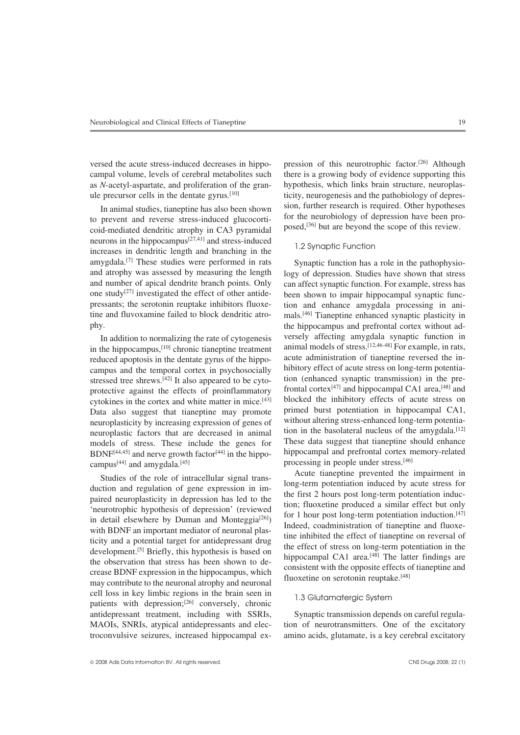versed the acute stress-induced decreases in hippocampal volume, levels of cerebral metabolites such as *N*-acetyl-aspartate, and proliferation of the granule precursor cells in the dentate gyrus.[10]

In animal studies, tianeptine has also been shown to prevent and reverse stress-induced glucocorticoid-mediated dendritic atrophy in CA3 pyramidal neurons in the hippocampus[27,41] and stress-induced increases in dendritic length and branching in the amygdala.[7] These studies were performed in rats and atrophy was assessed by measuring the length and number of apical dendrite branch points. Only one study[27] investigated the effect of other antidepressants; the serotonin reuptake inhibitors fluoxetine and fluvoxamine failed to block dendritic atrophy.

In addition to normalizing the rate of cytogenesis in the hippocampus,[10] chronic tianeptine treatment reduced apoptosis in the dentate gyrus of the hippocampus and the temporal cortex in psychosocially stressed tree shrews.[42] It also appeared to be cytoprotective against the effects of proinflammatory cytokines in the cortex and white matter in mice.[43] Data also suggest that tianeptine may promote neuroplasticity by increasing expression of genes of neuroplastic factors that are decreased in animal models of stress. These include the genes for BDNF[44,45] and nerve growth factor[44] in the hippocampus[44] and amygdala.[45]

Studies of the role of intracellular signal transduction and regulation of gene expression in impaired neuroplasticity in depression has led to the 'neurotrophic hypothesis of depression' (reviewed in detail elsewhere by Duman and Monteggia[26]) with BDNF an important mediator of neuronal plasticity and a potential target for antidepressant drug development.[5] Briefly, this hypothesis is based on the observation that stress has been shown to decrease BDNF expression in the hippocampus, which may contribute to the neuronal atrophy and neuronal cell loss in key limbic regions in the brain seen in patients with depression;[26] conversely, chronic antidepressant treatment, including with SSRIs, MAOIs, SNRIs, atypical antidepressants and electroconvulsive seizures, increased hippocampal expression of this neurotrophic factor.[26] Although there is a growing body of evidence supporting this hypothesis, which links brain structure, neuroplasticity, neurogenesis and the pathobiology of depression, further research is required. Other hypotheses for the neurobiology of depression have been proposed,[36] but are beyond the scope of this review.

### 1.2 Synaptic Function

Synaptic function has a role in the pathophysiology of depression. Studies have shown that stress can affect synaptic function. For example, stress has been shown to impair hippocampal synaptic function and enhance amygdala processing in animals.[46] Tianeptine enhanced synaptic plasticity in the hippocampus and prefrontal cortex without adversely affecting amygdala synaptic function in animal models of stress.[12,46-48] For example, in rats, acute administration of tianeptine reversed the inhibitory effect of acute stress on long-term potentiation (enhanced synaptic transmission) in the prefrontal cortex[47] and hippocampal CA1 area,[48] and blocked the inhibitory effects of acute stress on primed burst potentiation in hippocampal CA1, without altering stress-enhanced long-term potentiation in the basolateral nucleus of the amygdala.[12] These data suggest that tianeptine should enhance hippocampal and prefrontal cortex memory-related processing in people under stress.[46]

Acute tianeptine prevented the impairment in long-term potentiation induced by acute stress for the first 2 hours post long-term potentiation induction; fluoxetine produced a similar effect but only for 1 hour post long-term potentiation induction.[47] Indeed, coadministration of tianeptine and fluoxetine inhibited the effect of tianeptine on reversal of the effect of stress on long-term potentiation in the hippocampal CA1 area.[48] The latter findings are consistent with the opposite effects of tianeptine and fluoxetine on serotonin reuptake.[48]

### 1.3 Glutamatergic System

Synaptic transmission depends on careful regulation of neurotransmitters. One of the excitatory amino acids, glutamate, is a key cerebral excitatory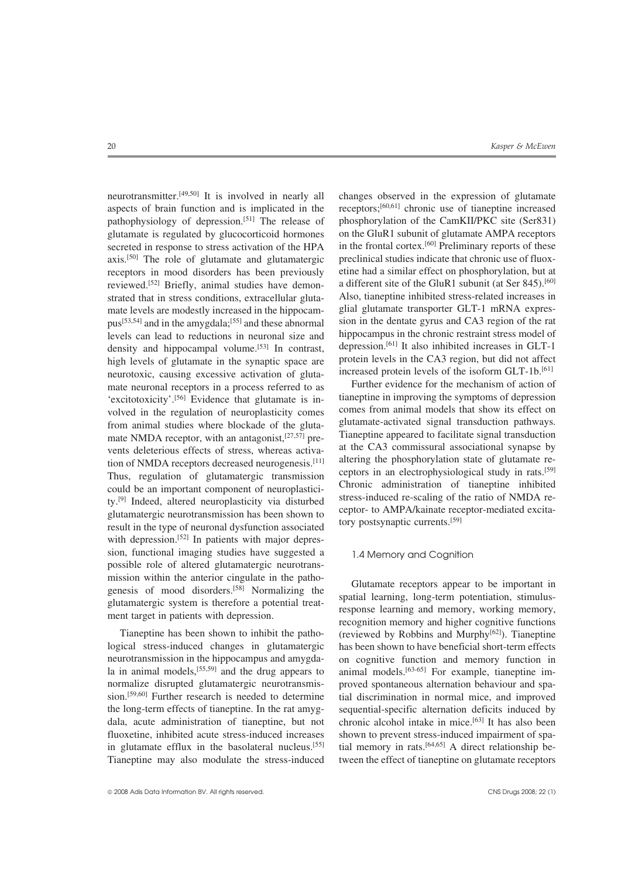neurotransmitter.[49,50] It is involved in nearly all aspects of brain function and is implicated in the pathophysiology of depression.[51] The release of glutamate is regulated by glucocorticoid hormones secreted in response to stress activation of the HPA axis.[50] The role of glutamate and glutamatergic receptors in mood disorders has been previously reviewed.[52] Briefly, animal studies have demonstrated that in stress conditions, extracellular glutamate levels are modestly increased in the hippocampus[53,54] and in the amygdala;[55] and these abnormal levels can lead to reductions in neuronal size and density and hippocampal volume.[53] In contrast, high levels of glutamate in the synaptic space are neurotoxic, causing excessive activation of glutamate neuronal receptors in a process referred to as 'excitotoxicity'.[56] Evidence that glutamate is involved in the regulation of neuroplasticity comes from animal studies where blockade of the glutamate NMDA receptor, with an antagonist,[27,57] prevents deleterious effects of stress, whereas activation of NMDA receptors decreased neurogenesis.[11] Thus, regulation of glutamatergic transmission could be an important component of neuroplasticity.[9] Indeed, altered neuroplasticity via disturbed glutamatergic neurotransmission has been shown to result in the type of neuronal dysfunction associated with depression.[52] In patients with major depression, functional imaging studies have suggested a possible role of altered glutamatergic neurotransmission within the anterior cingulate in the pathogenesis of mood disorders.[58] Normalizing the glutamatergic system is therefore a potential treatment target in patients with depression.

Tianeptine has been shown to inhibit the pathological stress-induced changes in glutamatergic neurotransmission in the hippocampus and amygdala in animal models,[55,59] and the drug appears to normalize disrupted glutamatergic neurotransmission.[59,60] Further research is needed to determine the long-term effects of tianeptine. In the rat amygdala, acute administration of tianeptine, but not fluoxetine, inhibited acute stress-induced increases in glutamate efflux in the basolateral nucleus.[55] Tianeptine may also modulate the stress-induced changes observed in the expression of glutamate receptors;[60,61] chronic use of tianeptine increased phosphorylation of the CamKII/PKC site (Ser831) on the GluR1 subunit of glutamate AMPA receptors in the frontal cortex.[60] Preliminary reports of these preclinical studies indicate that chronic use of fluoxetine had a similar effect on phosphorylation, but at a different site of the GluR1 subunit (at Ser 845).[60] Also, tianeptine inhibited stress-related increases in glial glutamate transporter GLT-1 mRNA expression in the dentate gyrus and CA3 region of the rat hippocampus in the chronic restraint stress model of depression.[61] It also inhibited increases in GLT-1 protein levels in the CA3 region, but did not affect increased protein levels of the isoform GLT-1b.[61]

Further evidence for the mechanism of action of tianeptine in improving the symptoms of depression comes from animal models that show its effect on glutamate-activated signal transduction pathways. Tianeptine appeared to facilitate signal transduction at the CA3 commissural associational synapse by altering the phosphorylation state of glutamate receptors in an electrophysiological study in rats.[59] Chronic administration of tianeptine inhibited stress-induced re-scaling of the ratio of NMDA receptor- to AMPA/kainate receptor-mediated excitatory postsynaptic currents.[59]

### 1.4 Memory and Cognition

Glutamate receptors appear to be important in spatial learning, long-term potentiation, stimulus-response learning and memory, working memory, recognition memory and higher cognitive functions (reviewed by Robbins and Murphy[62]). Tianeptine has been shown to have beneficial short-term effects on cognitive function and memory function in animal models.[63-65] For example, tianeptine improved spontaneous alternation behaviour and spatial discrimination in normal mice, and improved sequential-specific alternation deficits induced by chronic alcohol intake in mice.[63] It has also been shown to prevent stress-induced impairment of spatial memory in rats.[64,65] A direct relationship between the effect of tianeptine on glutamate receptors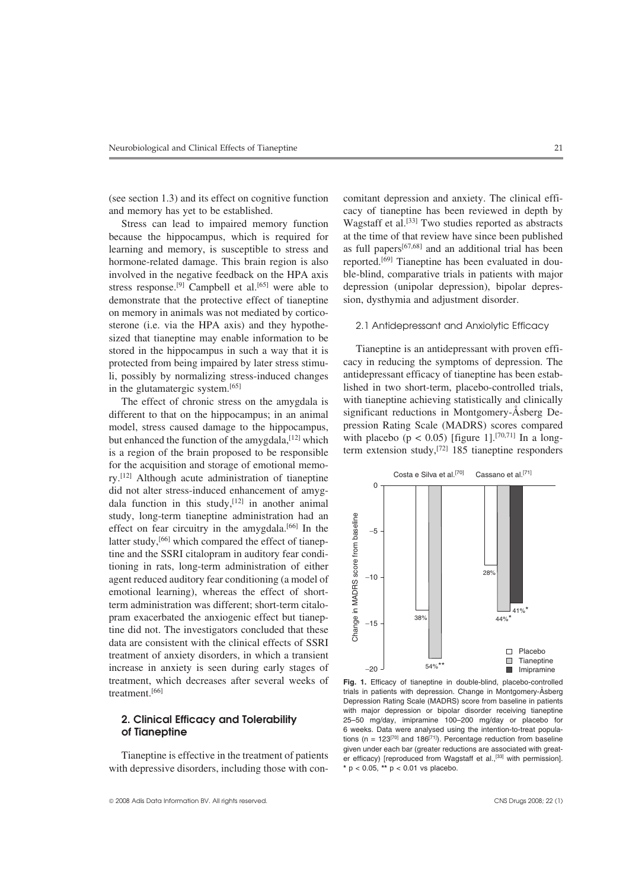(see section 1.3) and its effect on cognitive function and memory has yet to be established.

Stress can lead to impaired memory function because the hippocampus, which is required for learning and memory, is susceptible to stress and hormone-related damage. This brain region is also involved in the negative feedback on the HPA axis stress response.[9] Campbell et al.[65] were able to demonstrate that the protective effect of tianeptine on memory in animals was not mediated by corticosterone (i.e. via the HPA axis) and they hypothesized that tianeptine may enable information to be stored in the hippocampus in such a way that it is protected from being impaired by later stress stimuli, possibly by normalizing stress-induced changes in the glutamatergic system.[65]

The effect of chronic stress on the amygdala is different to that on the hippocampus; in an animal model, stress caused damage to the hippocampus, but enhanced the function of the amygdala,[12] which is a region of the brain proposed to be responsible for the acquisition and storage of emotional memory.[12] Although acute administration of tianeptine did not alter stress-induced enhancement of amygdala function in this study,[12] in another animal study, long-term tianeptine administration had an effect on fear circuitry in the amygdala.[66] In the latter study,[66] which compared the effect of tianeptine and the SSRI citalopram in auditory fear conditioning in rats, long-term administration of either agent reduced auditory fear conditioning (a model of emotional learning), whereas the effect of short-term administration was different; short-term citalopram exacerbated the anxiogenic effect but tianeptine did not. The investigators concluded that these data are consistent with the clinical effects of SSRI treatment of anxiety disorders, in which a transient increase in anxiety is seen during early stages of treatment, which decreases after several weeks of treatment.[66]

## 2. Clinical Efficacy and Tolerability of Tianeptine

Tianeptine is effective in the treatment of patients with depressive disorders, including those with concomitant depression and anxiety. The clinical efficacy of tianeptine has been reviewed in depth by Wagstaff et al.[33] Two studies reported as abstracts at the time of that review have since been published as full papers[67,68] and an additional trial has been reported.[69] Tianeptine has been evaluated in double-blind, comparative trials in patients with major depression (unipolar depression), bipolar depression, dysthymia and adjustment disorder.

### 2.1 Antidepressant and Anxiolytic Efficacy

Tianeptine is an antidepressant with proven efficacy in reducing the symptoms of depression. The antidepressant efficacy of tianeptine has been established in two short-term, placebo-controlled trials, with tianeptine achieving statistically and clinically significant reductions in Montgomery-Åsberg Depression Rating Scale (MADRS) scores compared with placebo ($p < 0.05$) [figure 1].[70,71] In a long-term extension study,[72] 185 tianeptine responders

**Fig. 1.** Efficacy of tianeptine in double-blind, placebo-controlled trials in patients with depression. Change in Montgomery-Åsberg Depression Rating Scale (MADRS) score from baseline in patients with major depression or bipolar disorder receiving tianeptine 25–50 mg/day, imipramine 100–200 mg/day or placebo for 6 weeks. Data were analysed using the intention-to-treat populations (n = 123[70] and 186[71]). Percentage reduction from baseline given under each bar (greater reductions are associated with greater efficacy) [reproduced from Wagstaff et al.,[33] with permission]. * $p < 0.05$, ** $p < 0.01$ vs placebo.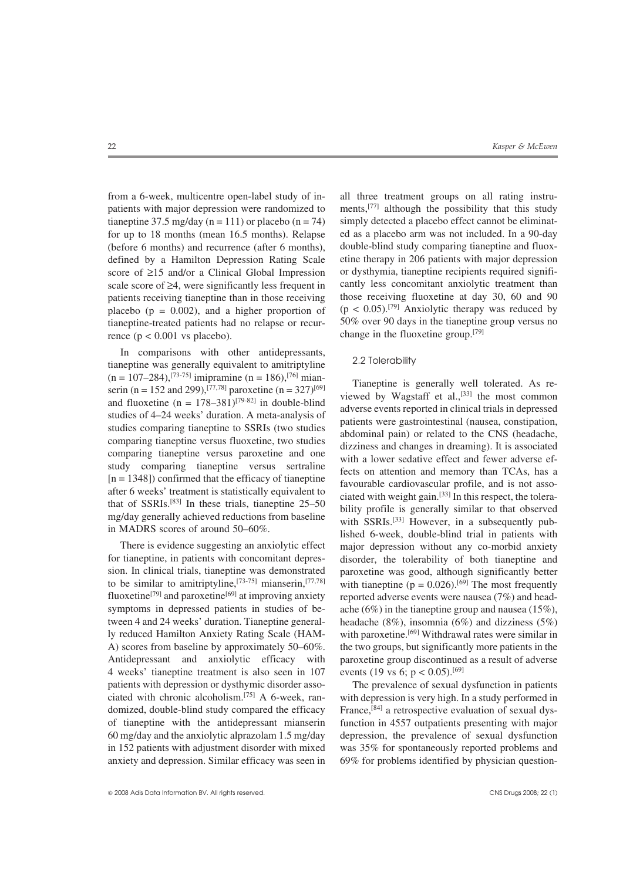from a 6-week, multicentre open-label study of inpatients with major depression were randomized to tianeptine 37.5 mg/day (n = 111) or placebo (n = 74) for up to 18 months (mean 16.5 months). Relapse (before 6 months) and recurrence (after 6 months), defined by a Hamilton Depression Rating Scale score of ≥15 and/or a Clinical Global Impression scale score of ≥4, were significantly less frequent in patients receiving tianeptine than in those receiving placebo ($p = 0.002$), and a higher proportion of tianeptine-treated patients had no relapse or recurrence ($p < 0.001$ vs placebo).

In comparisons with other antidepressants, tianeptine was generally equivalent to amitriptyline (n = 107–284),[73-75] imipramine (n = 186),[76] mianserin (n = 152 and 299),[77,78] paroxetine (n = 327)[69] and fluoxetine (n = 178–381)[79-82] in double-blind studies of 4–24 weeks' duration. A meta-analysis of studies comparing tianeptine to SSRIs (two studies comparing tianeptine versus fluoxetine, two studies comparing tianeptine versus paroxetine and one study comparing tianeptine versus sertraline [n = 1348]) confirmed that the efficacy of tianeptine after 6 weeks' treatment is statistically equivalent to that of SSRIs.[83] In these trials, tianeptine 25–50 mg/day generally achieved reductions from baseline in MADRS scores of around 50–60%.

There is evidence suggesting an anxiolytic effect for tianeptine, in patients with concomitant depression. In clinical trials, tianeptine was demonstrated to be similar to amitriptyline,[73-75] mianserin,[77,78] fluoxetine[79] and paroxetine[69] at improving anxiety symptoms in depressed patients in studies of between 4 and 24 weeks' duration. Tianeptine generally reduced Hamilton Anxiety Rating Scale (HAM-A) scores from baseline by approximately 50–60%. Antidepressant and anxiolytic efficacy with 4 weeks' tianeptine treatment is also seen in 107 patients with depression or dysthymic disorder associated with chronic alcoholism.[75] A 6-week, randomized, double-blind study compared the efficacy of tianeptine with the antidepressant mianserin 60 mg/day and the anxiolytic alprazolam 1.5 mg/day in 152 patients with adjustment disorder with mixed anxiety and depression. Similar efficacy was seen in all three treatment groups on all rating instruments,[77] although the possibility that this study simply detected a placebo effect cannot be eliminated as a placebo arm was not included. In a 90-day double-blind study comparing tianeptine and fluoxetine therapy in 206 patients with major depression or dysthymia, tianeptine recipients required significantly less concomitant anxiolytic treatment than those receiving fluoxetine at day 30, 60 and 90 ($p < 0.05$).[79] Anxiolytic therapy was reduced by 50% over 90 days in the tianeptine group versus no change in the fluoxetine group.[79]

## 2.2 Tolerability

Tianeptine is generally well tolerated. As reviewed by Wagstaff et al.,[33] the most common adverse events reported in clinical trials in depressed patients were gastrointestinal (nausea, constipation, abdominal pain) or related to the CNS (headache, dizziness and changes in dreaming). It is associated with a lower sedative effect and fewer adverse effects on attention and memory than TCAs, has a favourable cardiovascular profile, and is not associated with weight gain.[33] In this respect, the tolerability profile is generally similar to that observed with SSRIs.[33] However, in a subsequently published 6-week, double-blind trial in patients with major depression without any co-morbid anxiety disorder, the tolerability of both tianeptine and paroxetine was good, although significantly better with tianeptine ($p = 0.026$).[69] The most frequently reported adverse events were nausea (7%) and headache (6%) in the tianeptine group and nausea (15%), headache (8%), insomnia (6%) and dizziness (5%) with paroxetine.[69] Withdrawal rates were similar in the two groups, but significantly more patients in the paroxetine group discontinued as a result of adverse events (19 vs 6; $p < 0.05$).[69]

The prevalence of sexual dysfunction in patients with depression is very high. In a study performed in France,[84] a retrospective evaluation of sexual dysfunction in 4557 outpatients presenting with major depression, the prevalence of sexual dysfunction was 35% for spontaneously reported problems and 69% for problems identified by physician question-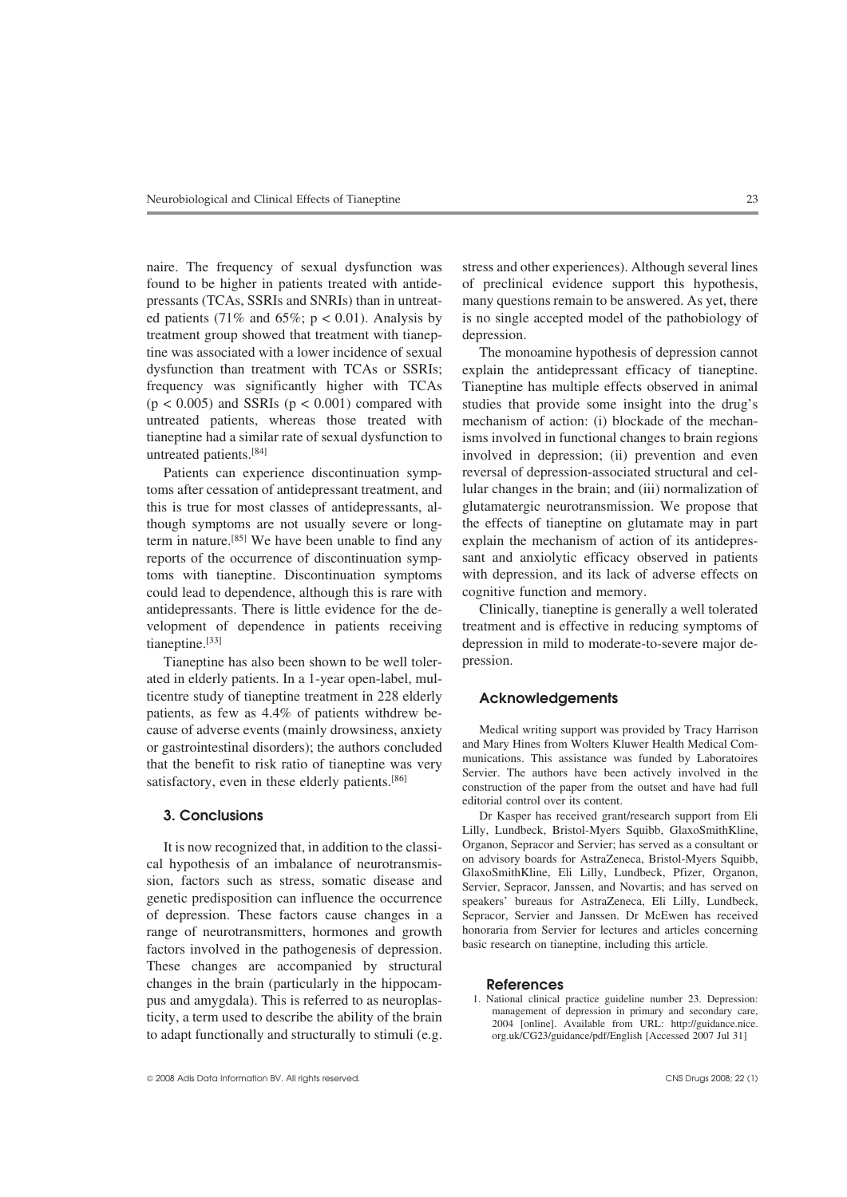naire. The frequency of sexual dysfunction was found to be higher in patients treated with antidepressants (TCAs, SSRIs and SNRIs) than in untreated patients (71% and 65%; $p < 0.01$). Analysis by treatment group showed that treatment with tianeptine was associated with a lower incidence of sexual dysfunction than treatment with TCAs or SSRIs; frequency was significantly higher with TCAs ($p < 0.005$) and SSRIs ($p < 0.001$) compared with untreated patients, whereas those treated with tianeptine had a similar rate of sexual dysfunction to untreated patients.[84]

Patients can experience discontinuation symptoms after cessation of antidepressant treatment, and this is true for most classes of antidepressants, although symptoms are not usually severe or long-term in nature.[85] We have been unable to find any reports of the occurrence of discontinuation symptoms with tianeptine. Discontinuation symptoms could lead to dependence, although this is rare with antidepressants. There is little evidence for the development of dependence in patients receiving tianeptine.[33]

Tianeptine has also been shown to be well tolerated in elderly patients. In a 1-year open-label, multicentre study of tianeptine treatment in 228 elderly patients, as few as 4.4% of patients withdrew because of adverse events (mainly drowsiness, anxiety or gastrointestinal disorders); the authors concluded that the benefit to risk ratio of tianeptine was very satisfactory, even in these elderly patients.[86]

## 3. Conclusions

It is now recognized that, in addition to the classical hypothesis of an imbalance of neurotransmission, factors such as stress, somatic disease and genetic predisposition can influence the occurrence of depression. These factors cause changes in a range of neurotransmitters, hormones and growth factors involved in the pathogenesis of depression. These changes are accompanied by structural changes in the brain (particularly in the hippocampus and amygdala). This is referred to as neuroplasticity, a term used to describe the ability of the brain to adapt functionally and structurally to stimuli (e.g. stress and other experiences). Although several lines of preclinical evidence support this hypothesis, many questions remain to be answered. As yet, there is no single accepted model of the pathobiology of depression.

The monoamine hypothesis of depression cannot explain the antidepressant efficacy of tianeptine. Tianeptine has multiple effects observed in animal studies that provide some insight into the drug's mechanism of action: (i) blockade of the mechanisms involved in functional changes to brain regions involved in depression; (ii) prevention and even reversal of depression-associated structural and cellular changes in the brain; and (iii) normalization of glutamatergic neurotransmission. We propose that the effects of tianeptine on glutamate may in part explain the mechanism of action of its antidepressant and anxiolytic efficacy observed in patients with depression, and its lack of adverse effects on cognitive function and memory.

Clinically, tianeptine is generally a well tolerated treatment and is effective in reducing symptoms of depression in mild to moderate-to-severe major depression.

## Acknowledgements

Medical writing support was provided by Tracy Harrison and Mary Hines from Wolters Kluwer Health Medical Communications. This assistance was funded by Laboratoires Servier. The authors have been actively involved in the construction of the paper from the outset and have had full editorial control over its content.

Dr Kasper has received grant/research support from Eli Lilly, Lundbeck, Bristol-Myers Squibb, GlaxoSmithKline, Organon, Sepracor and Servier; has served as a consultant or on advisory boards for AstraZeneca, Bristol-Myers Squibb, GlaxoSmithKline, Eli Lilly, Lundbeck, Pfizer, Organon, Servier, Sepracor, Janssen, and Novartis; and has served on speakers' bureaus for AstraZeneca, Eli Lilly, Lundbeck, Sepracor, Servier and Janssen. Dr McEwen has received honoraria from Servier for lectures and articles concerning basic research on tianeptine, including this article.

## References

1. National clinical practice guideline number 23. Depression: management of depression in primary and secondary care, 2004 [online]. Available from URL: http://guidance.nice.org.uk/CG23/guidance/pdf/English [Accessed 2007 Jul 31]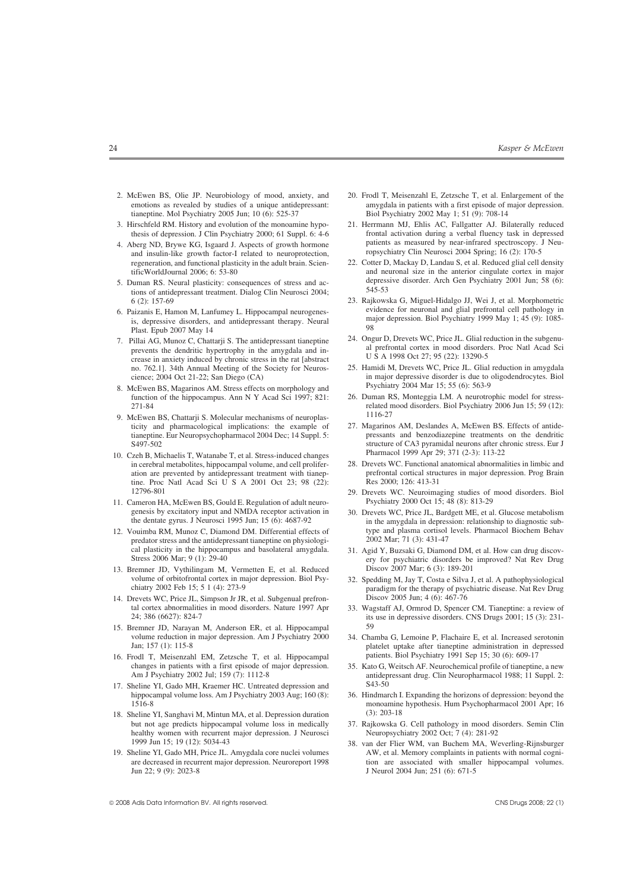2. McEwen BS, Olie JP. Neurobiology of mood, anxiety, and emotions as revealed by studies of a unique antidepressant: tianeptine. Mol Psychiatry 2005 Jun; 10 (6): 525-37
3. Hirschfeld RM. History and evolution of the monoamine hypothesis of depression. J Clin Psychiatry 2000; 61 Suppl. 6: 4-6
4. Aberg ND, Brywe KG, Isgaard J. Aspects of growth hormone and insulin-like growth factor-I related to neuroprotection, regeneration, and functional plasticity in the adult brain. ScientificWorldJournal 2006; 6: 53-80
5. Duman RS. Neural plasticity: consequences of stress and actions of antidepressant treatment. Dialog Clin Neurosci 2004; 6 (2): 157-69
6. Paizanis E, Hamon M, Lanfumey L. Hippocampal neurogenesis, depressive disorders, and antidepressant therapy. Neural Plast. Epub 2007 May 14
7. Pillai AG, Munoz C, Chattarji S. The antidepressant tianeptine prevents the dendritic hypertrophy in the amygdala and increase in anxiety induced by chronic stress in the rat [abstract no. 762.1]. 34th Annual Meeting of the Society for Neuroscience; 2004 Oct 21-22; San Diego (CA)
8. McEwen BS, Magarinos AM. Stress effects on morphology and function of the hippocampus. Ann N Y Acad Sci 1997; 821: 271-84
9. McEwen BS, Chattarji S. Molecular mechanisms of neuroplasticity and pharmacological implications: the example of tianeptine. Eur Neuropsychopharmacol 2004 Dec; 14 Suppl. 5: S497-502
10. Czeh B, Michaelis T, Watanabe T, et al. Stress-induced changes in cerebral metabolites, hippocampal volume, and cell proliferation are prevented by antidepressant treatment with tianeptine. Proc Natl Acad Sci U S A 2001 Oct 23; 98 (22): 12796-801
11. Cameron HA, McEwen BS, Gould E. Regulation of adult neurogenesis by excitatory input and NMDA receptor activation in the dentate gyrus. J Neurosci 1995 Jun; 15 (6): 4687-92
12. Vouimba RM, Munoz C, Diamond DM. Differential effects of predator stress and the antidepressant tianeptine on physiological plasticity in the hippocampus and basolateral amygdala. Stress 2006 Mar; 9 (1): 29-40
13. Bremner JD, Vythilingam M, Vermetten E, et al. Reduced volume of orbitofrontal cortex in major depression. Biol Psychiatry 2002 Feb 15; 5 1 (4): 273-9
14. Drevets WC, Price JL, Simpson Jr JR, et al. Subgenual prefrontal cortex abnormalities in mood disorders. Nature 1997 Apr 24; 386 (6627): 824-7
15. Bremner JD, Narayan M, Anderson ER, et al. Hippocampal volume reduction in major depression. Am J Psychiatry 2000 Jan; 157 (1): 115-8
16. Frodl T, Meisenzahl EM, Zetzsche T, et al. Hippocampal changes in patients with a first episode of major depression. Am J Psychiatry 2002 Jul; 159 (7): 1112-8
17. Sheline YI, Gado MH, Kraemer HC. Untreated depression and hippocampal volume loss. Am J Psychiatry 2003 Aug; 160 (8): 1516-8
18. Sheline YI, Sanghavi M, Mintun MA, et al. Depression duration but not age predicts hippocampal volume loss in medically healthy women with recurrent major depression. J Neurosci 1999 Jun 15; 19 (12): 5034-43
19. Sheline YI, Gado MH, Price JL. Amygdala core nuclei volumes are decreased in recurrent major depression. Neuroreport 1998 Jun 22; 9 (9): 2023-8
20. Frodl T, Meisenzahl E, Zetzsche T, et al. Enlargement of the amygdala in patients with a first episode of major depression. Biol Psychiatry 2002 May 1; 51 (9): 708-14
21. Herrmann MJ, Ehlis AC, Fallgatter AJ. Bilaterally reduced frontal activation during a verbal fluency task in depressed patients as measured by near-infrared spectroscopy. J Neuropsychiatry Clin Neurosci 2004 Spring; 16 (2): 170-5
22. Cotter D, Mackay D, Landau S, et al. Reduced glial cell density and neuronal size in the anterior cingulate cortex in major depressive disorder. Arch Gen Psychiatry 2001 Jun; 58 (6): 545-53
23. Rajkowska G, Miguel-Hidalgo JJ, Wei J, et al. Morphometric evidence for neuronal and glial prefrontal cell pathology in major depression. Biol Psychiatry 1999 May 1; 45 (9): 1085-98
24. Ongur D, Drevets WC, Price JL. Glial reduction in the subgenual prefrontal cortex in mood disorders. Proc Natl Acad Sci U S A 1998 Oct 27; 95 (22): 13290-5
25. Hamidi M, Drevets WC, Price JL. Glial reduction in amygdala in major depressive disorder is due to oligodendrocytes. Biol Psychiatry 2004 Mar 15; 55 (6): 563-9
26. Duman RS, Monteggia LM. A neurotrophic model for stress-related mood disorders. Biol Psychiatry 2006 Jun 15; 59 (12): 1116-27
27. Magarinos AM, Deslandes A, McEwen BS. Effects of antidepressants and benzodiazepine treatments on the dendritic structure of CA3 pyramidal neurons after chronic stress. Eur J Pharmacol 1999 Apr 29; 371 (2-3): 113-22
28. Drevets WC. Functional anatomical abnormalities in limbic and prefrontal cortical structures in major depression. Prog Brain Res 2000; 126: 413-31
29. Drevets WC. Neuroimaging studies of mood disorders. Biol Psychiatry 2000 Oct 15; 48 (8): 813-29
30. Drevets WC, Price JL, Bardgett ME, et al. Glucose metabolism in the amygdala in depression: relationship to diagnostic subtype and plasma cortisol levels. Pharmacol Biochem Behav 2002 Mar; 71 (3): 431-47
31. Agid Y, Buzsaki G, Diamond DM, et al. How can drug discovery for psychiatric disorders be improved? Nat Rev Drug Discov 2007 Mar; 6 (3): 189-201
32. Spedding M, Jay T, Costa e Silva J, et al. A pathophysiological paradigm for the therapy of psychiatric disease. Nat Rev Drug Discov 2005 Jun; 4 (6): 467-76
33. Wagstaff AJ, Ormrod D, Spencer CM. Tianeptine: a review of its use in depressive disorders. CNS Drugs 2001; 15 (3): 231-59
34. Chamba G, Lemoine P, Flachaire E, et al. Increased serotonin platelet uptake after tianeptine administration in depressed patients. Biol Psychiatry 1991 Sep 15; 30 (6): 609-17
35. Kato G, Weitsch AF. Neurochemical profile of tianeptine, a new antidepressant drug. Clin Neuropharmacol 1988; 11 Suppl. 2: S43-50
36. Hindmarch I. Expanding the horizons of depression: beyond the monoamine hypothesis. Hum Psychopharmacol 2001 Apr; 16 (3): 203-18
37. Rajkowska G. Cell pathology in mood disorders. Semin Clin Neuropsychiatry 2002 Oct; 7 (4): 281-92
38. van der Flier WM, van Buchem MA, Weverling-Rijnsburger AW, et al. Memory complaints in patients with normal cognition are associated with smaller hippocampal volumes. J Neurol 2004 Jun; 251 (6): 671-5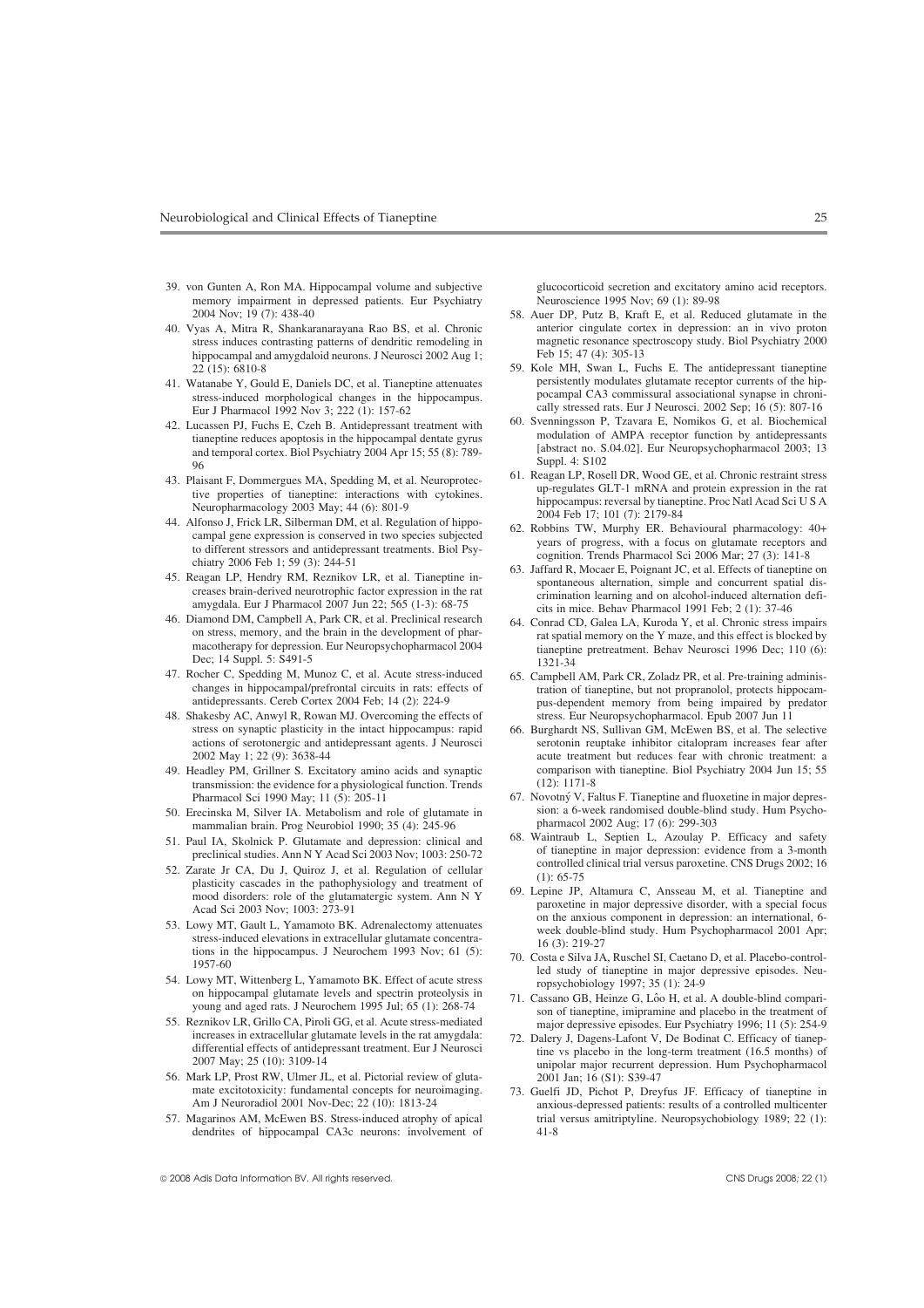39. von Gunten A, Ron MA. Hippocampal volume and subjective memory impairment in depressed patients. Eur Psychiatry 2004 Nov; 19 (7): 438-40
40. Vyas A, Mitra R, Shankaranarayana Rao BS, et al. Chronic stress induces contrasting patterns of dendritic remodeling in hippocampal and amygdaloid neurons. J Neurosci 2002 Aug 1; 22 (15): 6810-8
41. Watanabe Y, Gould E, Daniels DC, et al. Tianeptine attenuates stress-induced morphological changes in the hippocampus. Eur J Pharmacol 1992 Nov 3; 222 (1): 157-62
42. Lucassen PJ, Fuchs E, Czeh B. Antidepressant treatment with tianeptine reduces apoptosis in the hippocampal dentate gyrus and temporal cortex. Biol Psychiatry 2004 Apr 15; 55 (8): 789-96
43. Plaisant F, Dommergues MA, Spedding M, et al. Neuroprotective properties of tianeptine: interactions with cytokines. Neuropharmacology 2003 May; 44 (6): 801-9
44. Alfonso J, Frick LR, Silberman DM, et al. Regulation of hippocampal gene expression is conserved in two species subjected to different stressors and antidepressant treatments. Biol Psychiatry 2006 Feb 1; 59 (3): 244-51
45. Reagan LP, Hendry RM, Reznikov LR, et al. Tianeptine increases brain-derived neurotrophic factor expression in the rat amygdala. Eur J Pharmacol 2007 Jun 22; 565 (1-3): 68-75
46. Diamond DM, Campbell A, Park CR, et al. Preclinical research on stress, memory, and the brain in the development of pharmacotherapy for depression. Eur Neuropsychopharmacol 2004 Dec; 14 Suppl. 5: S491-5
47. Rocher C, Spedding M, Munoz C, et al. Acute stress-induced changes in hippocampal/prefrontal circuits in rats: effects of antidepressants. Cereb Cortex 2004 Feb; 14 (2): 224-9
48. Shakesby AC, Anwyl R, Rowan MJ. Overcoming the effects of stress on synaptic plasticity in the intact hippocampus: rapid actions of serotonergic and antidepressant agents. J Neurosci 2002 May 1; 22 (9): 3638-44
49. Headley PM, Grillner S. Excitatory amino acids and synaptic transmission: the evidence for a physiological function. Trends Pharmacol Sci 1990 May; 11 (5): 205-11
50. Erecinska M, Silver IA. Metabolism and role of glutamate in mammalian brain. Prog Neurobiol 1990; 35 (4): 245-96
51. Paul IA, Skolnick P. Glutamate and depression: clinical and preclinical studies. Ann N Y Acad Sci 2003 Nov; 1003: 250-72
52. Zarate Jr CA, Du J, Quiroz J, et al. Regulation of cellular plasticity cascades in the pathophysiology and treatment of mood disorders: role of the glutamatergic system. Ann N Y Acad Sci 2003 Nov; 1003: 273-91
53. Lowy MT, Gault L, Yamamoto BK. Adrenalectomy attenuates stress-induced elevations in extracellular glutamate concentrations in the hippocampus. J Neurochem 1993 Nov; 61 (5): 1957-60
54. Lowy MT, Wittenberg L, Yamamoto BK. Effect of acute stress on hippocampal glutamate levels and spectrin proteolysis in young and aged rats. J Neurochem 1995 Jul; 65 (1): 268-74
55. Reznikov LR, Grillo CA, Piroli GG, et al. Acute stress-mediated increases in extracellular glutamate levels in the rat amygdala: differential effects of antidepressant treatment. Eur J Neurosci 2007 May; 25 (10): 3109-14
56. Mark LP, Prost RW, Ulmer JL, et al. Pictorial review of glutamate excitotoxicity: fundamental concepts for neuroimaging. Am J Neuroradiol 2001 Nov-Dec; 22 (10): 1813-24
57. Magarinos AM, McEwen BS. Stress-induced atrophy of apical dendrites of hippocampal CA3c neurons: involvement of glucocorticoid secretion and excitatory amino acid receptors. Neuroscience 1995 Nov; 69 (1): 89-98
58. Auer DP, Putz B, Kraft E, et al. Reduced glutamate in the anterior cingulate cortex in depression: an in vivo proton magnetic resonance spectroscopy study. Biol Psychiatry 2000 Feb 15; 47 (4): 305-13
59. Kole MH, Swan L, Fuchs E. The antidepressant tianeptine persistently modulates glutamate receptor currents of the hippocampal CA3 commissural associational synapse in chronically stressed rats. Eur J Neurosci. 2002 Sep; 16 (5): 807-16
60. Svenningsson P, Tzavara E, Nomikos G, et al. Biochemical modulation of AMPA receptor function by antidepressants [abstract no. S.04.02]. Eur Neuropsychopharmacol 2003; 13 Suppl. 4: S102
61. Reagan LP, Rosell DR, Wood GE, et al. Chronic restraint stress up-regulates GLT-1 mRNA and protein expression in the rat hippocampus: reversal by tianeptine. Proc Natl Acad Sci U S A 2004 Feb 17; 101 (7): 2179-84
62. Robbins TW, Murphy ER. Behavioural pharmacology: 40+ years of progress, with a focus on glutamate receptors and cognition. Trends Pharmacol Sci 2006 Mar; 27 (3): 141-8
63. Jaffard R, Mocaer E, Poignant JC, et al. Effects of tianeptine on spontaneous alternation, simple and concurrent spatial discrimination learning and on alcohol-induced alternation deficits in mice. Behav Pharmacol 1991 Feb; 2 (1): 37-46
64. Conrad CD, Galea LA, Kuroda Y, et al. Chronic stress impairs rat spatial memory on the Y maze, and this effect is blocked by tianeptine pretreatment. Behav Neurosci 1996 Dec; 110 (6): 1321-34
65. Campbell AM, Park CR, Zoladz PR, et al. Pre-training administration of tianeptine, but not propranolol, protects hippocampus-dependent memory from being impaired by predator stress. Eur Neuropsychopharmacol. Epub 2007 Jun 11
66. Burghardt NS, Sullivan GM, McEwen BS, et al. The selective serotonin reuptake inhibitor citalopram increases fear after acute treatment but reduces fear with chronic treatment: a comparison with tianeptine. Biol Psychiatry 2004 Jun 15; 55 (12): 1171-8
67. Novotný V, Faltus F. Tianeptine and fluoxetine in major depression: a 6-week randomised double-blind study. Hum Psychopharmacol 2002 Aug; 17 (6): 299-303
68. Waintraub L, Septien L, Azoulay P. Efficacy and safety of tianeptine in major depression: evidence from a 3-month controlled clinical trial versus paroxetine. CNS Drugs 2002; 16 (1): 65-75
69. Lepine JP, Altamura C, Ansseau M, et al. Tianeptine and paroxetine in major depressive disorder, with a special focus on the anxious component in depression: an international, 6-week double-blind study. Hum Psychopharmacol 2001 Apr; 16 (3): 219-27
70. Costa e Silva JA, Ruschel SI, Caetano D, et al. Placebo-controlled study of tianeptine in major depressive episodes. Neuropsychobiology 1997; 35 (1): 24-9
71. Cassano GB, Heinze G, Lôo H, et al. A double-blind comparison of tianeptine, imipramine and placebo in the treatment of major depressive episodes. Eur Psychiatry 1996; 11 (5): 254-9
72. Dalery J, Dagens-Lafont V, De Bodinat C. Efficacy of tianeptine vs placebo in the long-term treatment (16.5 months) of unipolar major recurrent depression. Hum Psychopharmacol 2001 Jan; 16 (S1): S39-47
73. Guelfi JD, Pichot P, Dreyfus JF. Efficacy of tianeptine in anxious-depressed patients: results of a controlled multicenter trial versus amitriptyline. Neuropsychobiology 1989; 22 (1): 41-8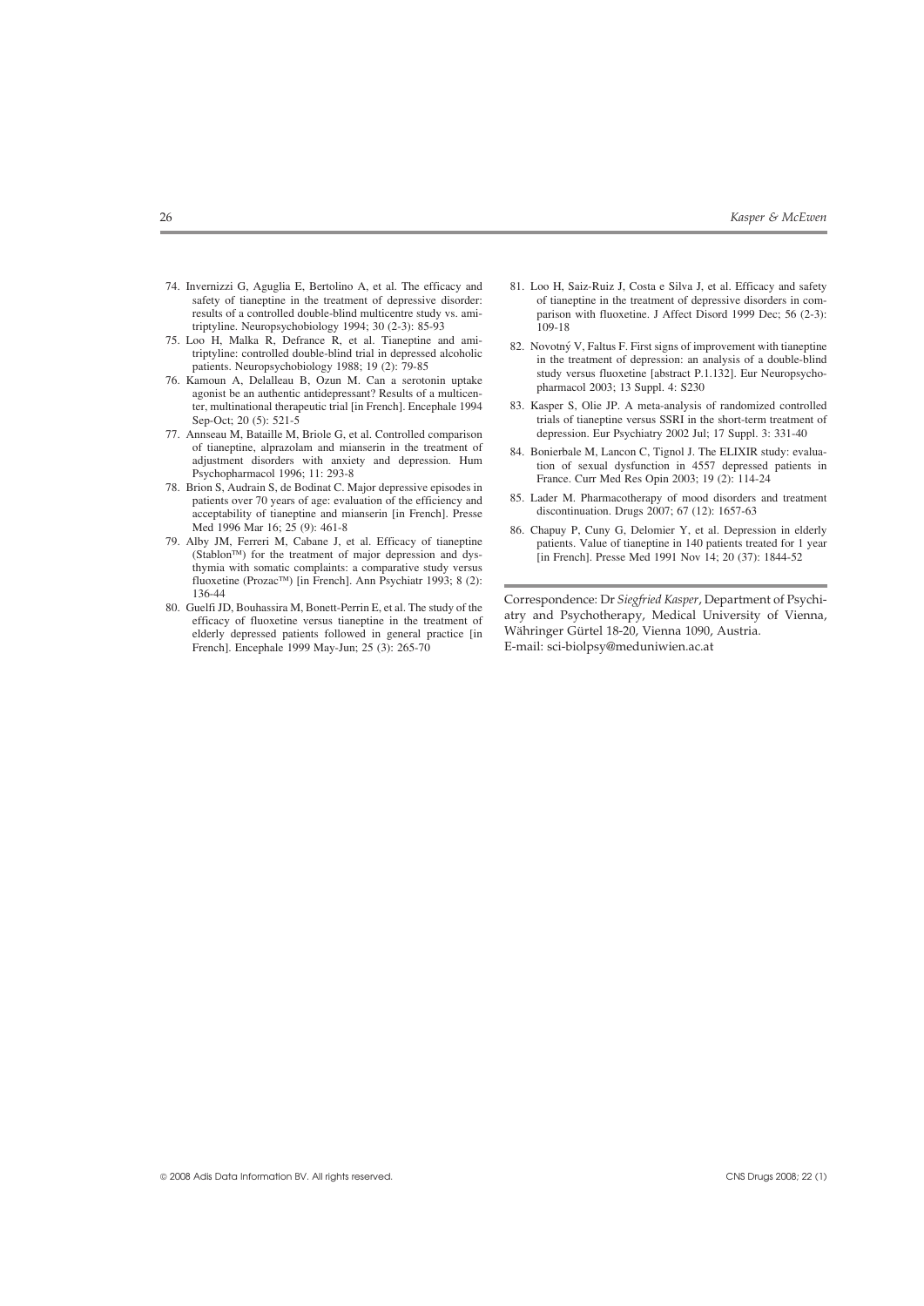74. Invernizzi G, Aguglia E, Bertolino A, et al. The efficacy and safety of tianeptine in the treatment of depressive disorder: results of a controlled double-blind multicentre study vs. amitriptyline. Neuropsychobiology 1994; 30 (2-3): 85-93
75. Loo H, Malka R, Defrance R, et al. Tianeptine and amitriptyline: controlled double-blind trial in depressed alcoholic patients. Neuropsychobiology 1988; 19 (2): 79-85
76. Kamoun A, Delalleau B, Ozun M. Can a serotonin uptake agonist be an authentic antidepressant? Results of a multicenter, multinational therapeutic trial [in French]. Encephale 1994 Sep-Oct; 20 (5): 521-5
77. Annseau M, Bataille M, Briole G, et al. Controlled comparison of tianeptine, alprazolam and mianserin in the treatment of adjustment disorders with anxiety and depression. Hum Psychopharmacol 1996; 11: 293-8
78. Brion S, Audrain S, de Bodinat C. Major depressive episodes in patients over 70 years of age: evaluation of the efficiency and acceptability of tianeptine and mianserin [in French]. Presse Med 1996 Mar 16; 25 (9): 461-8
79. Alby JM, Ferreri M, Cabane J, et al. Efficacy of tianeptine (Stablon™) for the treatment of major depression and dysthymia with somatic complaints: a comparative study versus fluoxetine (Prozac™) [in French]. Ann Psychiatr 1993; 8 (2): 136-44
80. Guelfi JD, Bouhassira M, Bonett-Perrin E, et al. The study of the efficacy of fluoxetine versus tianeptine in the treatment of elderly depressed patients followed in general practice [in French]. Encephale 1999 May-Jun; 25 (3): 265-70
81. Loo H, Saiz-Ruiz J, Costa e Silva J, et al. Efficacy and safety of tianeptine in the treatment of depressive disorders in comparison with fluoxetine. J Affect Disord 1999 Dec; 56 (2-3): 109-18
82. Novotný V, Faltus F. First signs of improvement with tianeptine in the treatment of depression: an analysis of a double-blind study versus fluoxetine [abstract P.1.132]. Eur Neuropsychopharmacol 2003; 13 Suppl. 4: S230
83. Kasper S, Olie JP. A meta-analysis of randomized controlled trials of tianeptine versus SSRI in the short-term treatment of depression. Eur Psychiatry 2002 Jul; 17 Suppl. 3: 331-40
84. Bonierbale M, Lancon C, Tignol J. The ELIXIR study: evaluation of sexual dysfunction in 4557 depressed patients in France. Curr Med Res Opin 2003; 19 (2): 114-24
85. Lader M. Pharmacotherapy of mood disorders and treatment discontinuation. Drugs 2007; 67 (12): 1657-63
86. Chapuy P, Cuny G, Delomier Y, et al. Depression in elderly patients. Value of tianeptine in 140 patients treated for 1 year [in French]. Presse Med 1991 Nov 14; 20 (37): 1844-52

Correspondence: Dr *Siegfried Kasper*, Department of Psychiatry and Psychotherapy, Medical University of Vienna, Währinger Gürtel 18-20, Vienna 1090, Austria.
E-mail: sci-biolpsy@meduniwien.ac.at